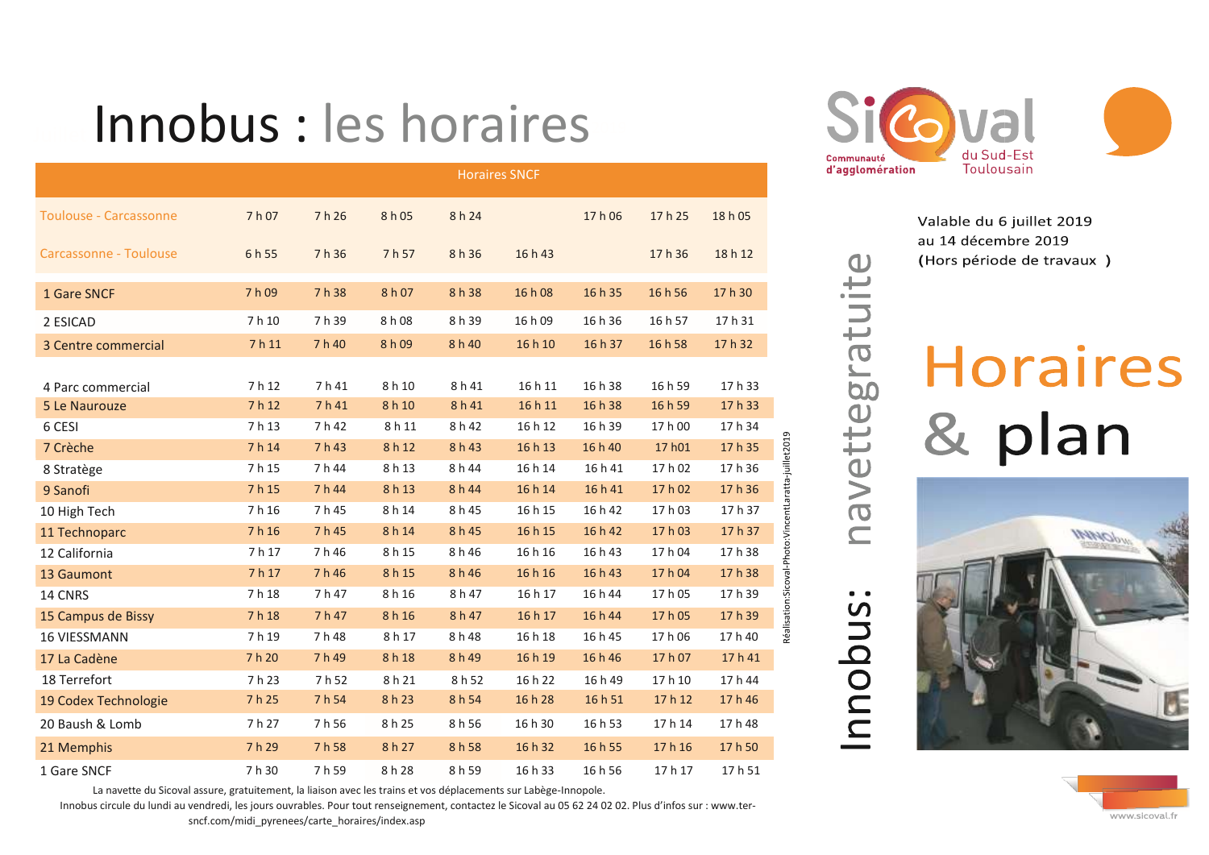# Innobus : les horaires

| | Horaires SNCF | | | | | | | |
|---|---|---|---|---|---|---|---|---|
| Toulouse - Carcassonne | 7 h 07 | 7 h 26 | 8 h 05 | 8 h 24 | | 17 h 06 | 17 h 25 | 18 h 05 |
| Carcassonne - Toulouse | 6 h 55 | 7 h 36 | 7 h 57 | 8 h 36 | 16 h 43 | | 17 h 36 | 18 h 12 |
| 1 Gare SNCF | 7 h 09 | 7 h 38 | 8 h 07 | 8 h 38 | 16 h 08 | 16 h 35 | 16 h 56 | 17 h 30 |
| 2 ESICAD | 7 h 10 | 7 h 39 | 8 h 08 | 8 h 39 | 16 h 09 | 16 h 36 | 16 h 57 | 17 h 31 |
| 3 Centre commercial | 7 h 11 | 7 h 40 | 8 h 09 | 8 h 40 | 16 h 10 | 16 h 37 | 16 h 58 | 17 h 32 |
| 4 Parc commercial | 7 h 12 | 7 h 41 | 8 h 10 | 8 h 41 | 16 h 11 | 16 h 38 | 16 h 59 | 17 h 33 |
| 5 Le Naurouze | 7 h 12 | 7 h 41 | 8 h 10 | 8 h 41 | 16 h 11 | 16 h 38 | 16 h 59 | 17 h 33 |
| 6 CESI | 7 h 13 | 7 h 42 | 8 h 11 | 8 h 42 | 16 h 12 | 16 h 39 | 17 h 00 | 17 h 34 |
| 7 Crèche | 7 h 14 | 7 h 43 | 8 h 12 | 8 h 43 | 16 h 13 | 16 h 40 | 17 h01 | 17 h 35 |
| 8 Stratège | 7 h 15 | 7 h 44 | 8 h 13 | 8 h 44 | 16 h 14 | 16 h 41 | 17 h 02 | 17 h 36 |
| 9 Sanofi | 7 h 15 | 7 h 44 | 8 h 13 | 8 h 44 | 16 h 14 | 16 h 41 | 17 h 02 | 17 h 36 |
| 10 High Tech | 7 h 16 | 7 h 45 | 8 h 14 | 8 h 45 | 16 h 15 | 16 h 42 | 17 h 03 | 17 h 37 |
| 11 Technoparc | 7 h 16 | 7 h 45 | 8 h 14 | 8 h 45 | 16 h 15 | 16 h 42 | 17 h 03 | 17 h 37 |
| 12 California | 7 h 17 | 7 h 46 | 8 h 15 | 8 h 46 | 16 h 16 | 16 h 43 | 17 h 04 | 17 h 38 |
| 13 Gaumont | 7 h 17 | 7 h 46 | 8 h 15 | 8 h 46 | 16 h 16 | 16 h 43 | 17 h 04 | 17 h 38 |
| 14 CNRS | 7 h 18 | 7 h 47 | 8 h 16 | 8 h 47 | 16 h 17 | 16 h 44 | 17 h 05 | 17 h 39 |
| 15 Campus de Bissy | 7 h 18 | 7 h 47 | 8 h 16 | 8 h 47 | 16 h 17 | 16 h 44 | 17 h 05 | 17 h 39 |
| 16 VIESSMANN | 7 h 19 | 7 h 48 | 8 h 17 | 8 h 48 | 16 h 18 | 16 h 45 | 17 h 06 | 17 h 40 |
| 17 La Cadène | 7 h 20 | 7 h 49 | 8 h 18 | 8 h 49 | 16 h 19 | 16 h 46 | 17 h 07 | 17 h 41 |
| 18 Terrefort | 7 h 23 | 7 h 52 | 8 h 21 | 8 h 52 | 16 h 22 | 16 h 49 | 17 h 10 | 17 h 44 |
| 19 Codex Technologie | 7 h 25 | 7 h 54 | 8 h 23 | 8 h 54 | 16 h 28 | 16 h 51 | 17 h 12 | 17 h 46 |
| 20 Baush & Lomb | 7 h 27 | 7 h 56 | 8 h 25 | 8 h 56 | 16 h 30 | 16 h 53 | 17 h 14 | 17 h 48 |
| 21 Memphis | 7 h 29 | 7 h 58 | 8 h 27 | 8 h 58 | 16 h 32 | 16 h 55 | 17 h 16 | 17 h 50 |
| 1 Gare SNCF | 7 h 30 | 7 h 59 | 8 h 28 | 8 h 59 | 16 h 33 | 16 h 56 | 17 h 17 | 17 h 51 |

La navette du Sicoval assure, gratuitement, la liaison avec les trains et vos déplacements sur Labège-Innopole.

Innobus circule du lundi au vendredi, les jours ouvrables. Pour tout renseignement, contactez le Sicoval au 05 62 24 02 02. Plus d'infos sur : www.ter-sncf.com/midi_pyrenees/carte_horaires/index.asp

Réalisation:Sicoval-Photo:VincentLaratta-juillet2019

Innobus: navettegratuite

Sicoval
Communauté d'agglomération du Sud-Est Toulousain

Valable du 6 juillet 2019 au 14 décembre 2019 (Hors période de travaux )

# Horaires & plan

www.sicoval.fr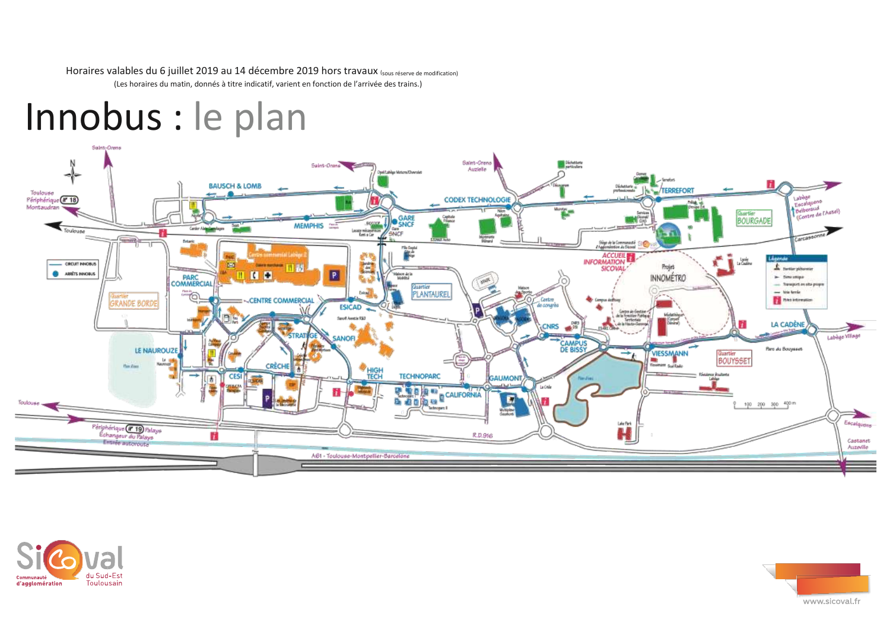Horaires valables du 6 juillet 2019 au 14 décembre 2019 hors travaux (sous réserve de modification)

(Les horaires du matin, donnés à titre indicatif, varient en fonction de l'arrivée des trains.)

# Innobus : le plan

- BAUSCH & LOMB
- MEMPHIS
- GARE SNCF
- CODEX TECHNOLOGIE
- TERREFORT
- PARC COMMERCIAL
- CENTRE COMMERCIAL
- ESICAD
- STRATEGE
- SANOFI
- LE NAUROUZE
- CESI
- CRÈCHE
- HIGH TECH
- TECHNOPARC
- CALIFORNIA
- GAUMONT
- CNRS
- CAMPUS DE BISSY
- VIESSMANN
- LA CADÈNE
- ACCUEIL INFORMATION SICOVAL

Quartier GRANDE BORDE · Quartier PLANTAUREL · Quartier BOURGADE · Quartier BOUYSSET · Projet INNOMÉTRO

Toulouse Périphérique 18 Montaudran · Saint-Orens · Saint-Orens Auzielle · Labège Escalquens Belberaud (Centre de l'Autel) · Carcassonne · Labège Village · Escalquens · Castanet Auzeville · Toulouse · Périphérique 19 Palays Échangeur du Palays Entrée autoroute · R.D.916 · A61 - Toulouse-Montpellier-Barcelone

- CIRCUIT INNOBUS
- ARRÊTS INNOBUS

Légende : Sentier piétonnier · Sens unique · Transport en site propre · Voie ferrée · Point information

100 200 300 400 m

Sicoval Communauté d'agglomération du Sud-Est Toulousain

www.sicoval.fr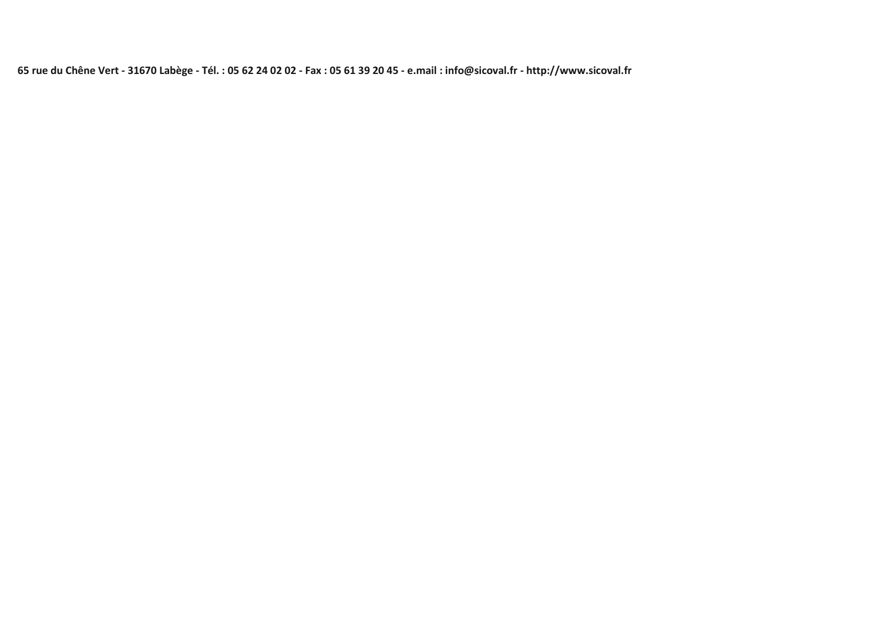**65 rue du Chêne Vert - 31670 Labège - Tél. : 05 62 24 02 02 - Fax : 05 61 39 20 45 - e.mail : info@sicoval.fr - http://www.sicoval.fr**